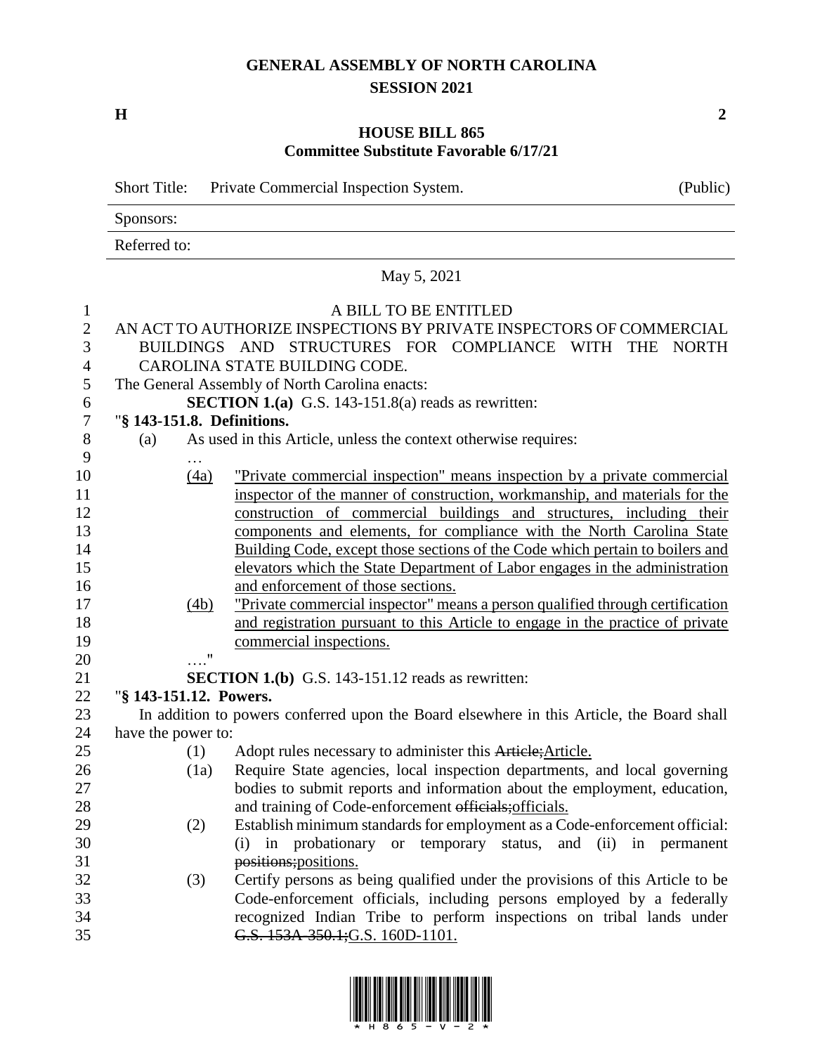# GENERAL ASSEMBLY OF NORTH CAROLINA
## SESSION 2021

**H** **2**

## HOUSE BILL 865
### Committee Substitute Favorable 6/17/21

Short Title: Private Commercial Inspection System. (Public)

Sponsors:

Referred to:

May 5, 2021

A BILL TO BE ENTITLED

AN ACT TO AUTHORIZE INSPECTIONS BY PRIVATE INSPECTORS OF COMMERCIAL BUILDINGS AND STRUCTURES FOR COMPLIANCE WITH THE NORTH CAROLINA STATE BUILDING CODE.

The General Assembly of North Carolina enacts:

**SECTION 1.(a)** G.S. 143-151.8(a) reads as rewritten:

"**§ 143-151.8. Definitions.**

(a) As used in this Article, unless the context otherwise requires:

…

(4a) "Private commercial inspection" means inspection by a private commercial inspector of the manner of construction, workmanship, and materials for the construction of commercial buildings and structures, including their components and elements, for compliance with the North Carolina State Building Code, except those sections of the Code which pertain to boilers and elevators which the State Department of Labor engages in the administration and enforcement of those sections.

(4b) "Private commercial inspector" means a person qualified through certification and registration pursuant to this Article to engage in the practice of private commercial inspections.

…."

**SECTION 1.(b)** G.S. 143-151.12 reads as rewritten:

"**§ 143-151.12. Powers.**

In addition to powers conferred upon the Board elsewhere in this Article, the Board shall have the power to:

(1) Adopt rules necessary to administer this ~~Article;~~Article.

(1a) Require State agencies, local inspection departments, and local governing bodies to submit reports and information about the employment, education, and training of Code-enforcement ~~officials;~~officials.

(2) Establish minimum standards for employment as a Code-enforcement official: (i) in probationary or temporary status, and (ii) in permanent ~~positions;~~positions.

(3) Certify persons as being qualified under the provisions of this Article to be Code-enforcement officials, including persons employed by a federally recognized Indian Tribe to perform inspections on tribal lands under ~~G.S. 153A-350.1;~~G.S. 160D-1101.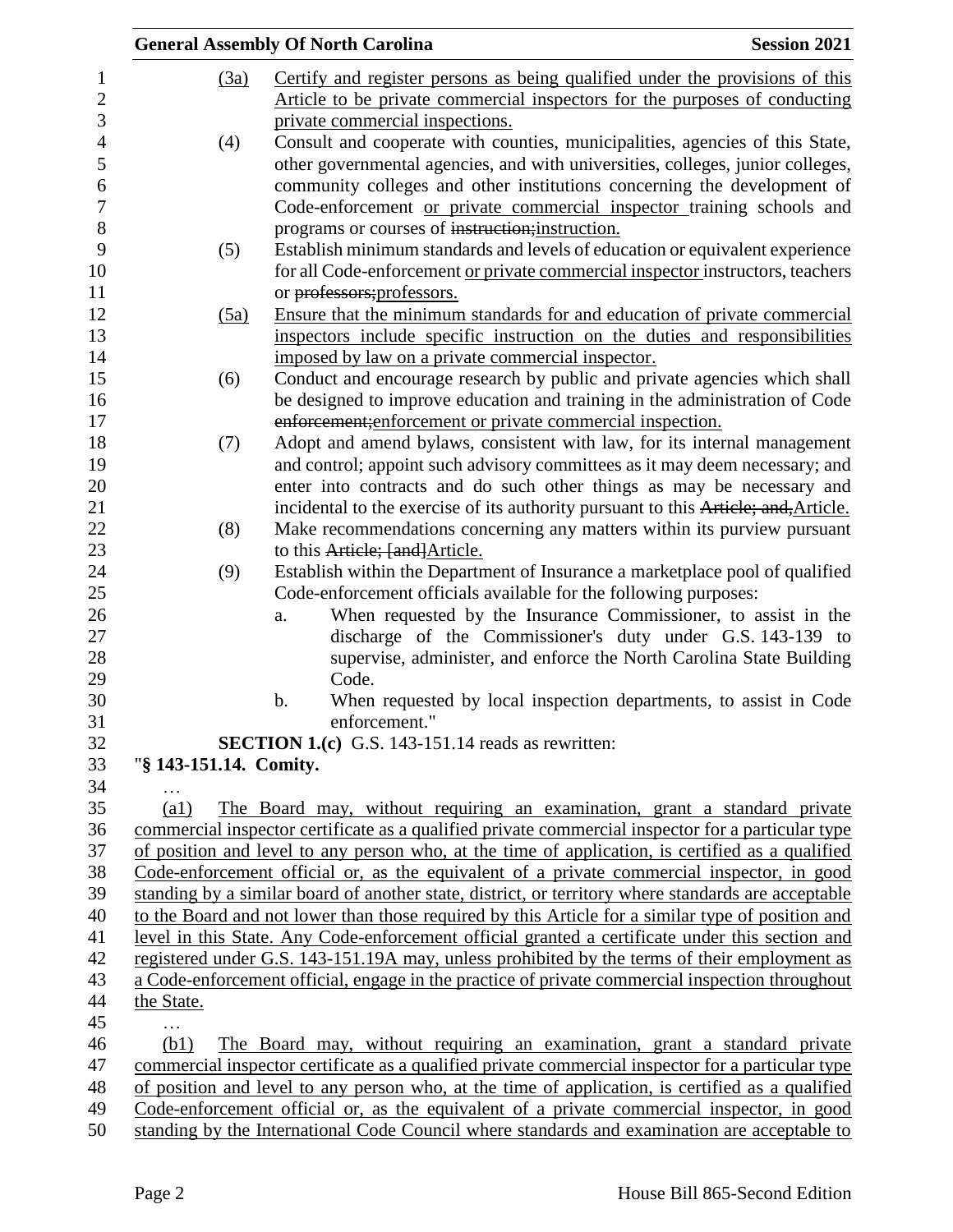(3a) Certify and register persons as being qualified under the provisions of this Article to be private commercial inspectors for the purposes of conducting private commercial inspections.

(4) Consult and cooperate with counties, municipalities, agencies of this State, other governmental agencies, and with universities, colleges, junior colleges, community colleges and other institutions concerning the development of Code-enforcement or private commercial inspector training schools and programs or courses of ~~instruction;~~instruction.

(5) Establish minimum standards and levels of education or equivalent experience for all Code-enforcement or private commercial inspector instructors, teachers or ~~professors;~~professors.

(5a) Ensure that the minimum standards for and education of private commercial inspectors include specific instruction on the duties and responsibilities imposed by law on a private commercial inspector.

(6) Conduct and encourage research by public and private agencies which shall be designed to improve education and training in the administration of Code ~~enforcement;~~enforcement or private commercial inspection.

(7) Adopt and amend bylaws, consistent with law, for its internal management and control; appoint such advisory committees as it may deem necessary; and enter into contracts and do such other things as may be necessary and incidental to the exercise of its authority pursuant to this ~~Article; and,~~Article.

(8) Make recommendations concerning any matters within its purview pursuant to this ~~Article; [and]~~Article.

(9) Establish within the Department of Insurance a marketplace pool of qualified Code-enforcement officials available for the following purposes:

a. When requested by the Insurance Commissioner, to assist in the discharge of the Commissioner's duty under G.S. 143-139 to supervise, administer, and enforce the North Carolina State Building Code.

b. When requested by local inspection departments, to assist in Code enforcement."

**SECTION 1.(c)** G.S. 143-151.14 reads as rewritten:

"**§ 143-151.14. Comity.**

…

(a1) The Board may, without requiring an examination, grant a standard private commercial inspector certificate as a qualified private commercial inspector for a particular type of position and level to any person who, at the time of application, is certified as a qualified Code-enforcement official or, as the equivalent of a private commercial inspector, in good standing by a similar board of another state, district, or territory where standards are acceptable to the Board and not lower than those required by this Article for a similar type of position and level in this State. Any Code-enforcement official granted a certificate under this section and registered under G.S. 143-151.19A may, unless prohibited by the terms of their employment as a Code-enforcement official, engage in the practice of private commercial inspection throughout the State.

…

(b1) The Board may, without requiring an examination, grant a standard private commercial inspector certificate as a qualified private commercial inspector for a particular type of position and level to any person who, at the time of application, is certified as a qualified Code-enforcement official or, as the equivalent of a private commercial inspector, in good standing by the International Code Council where standards and examination are acceptable to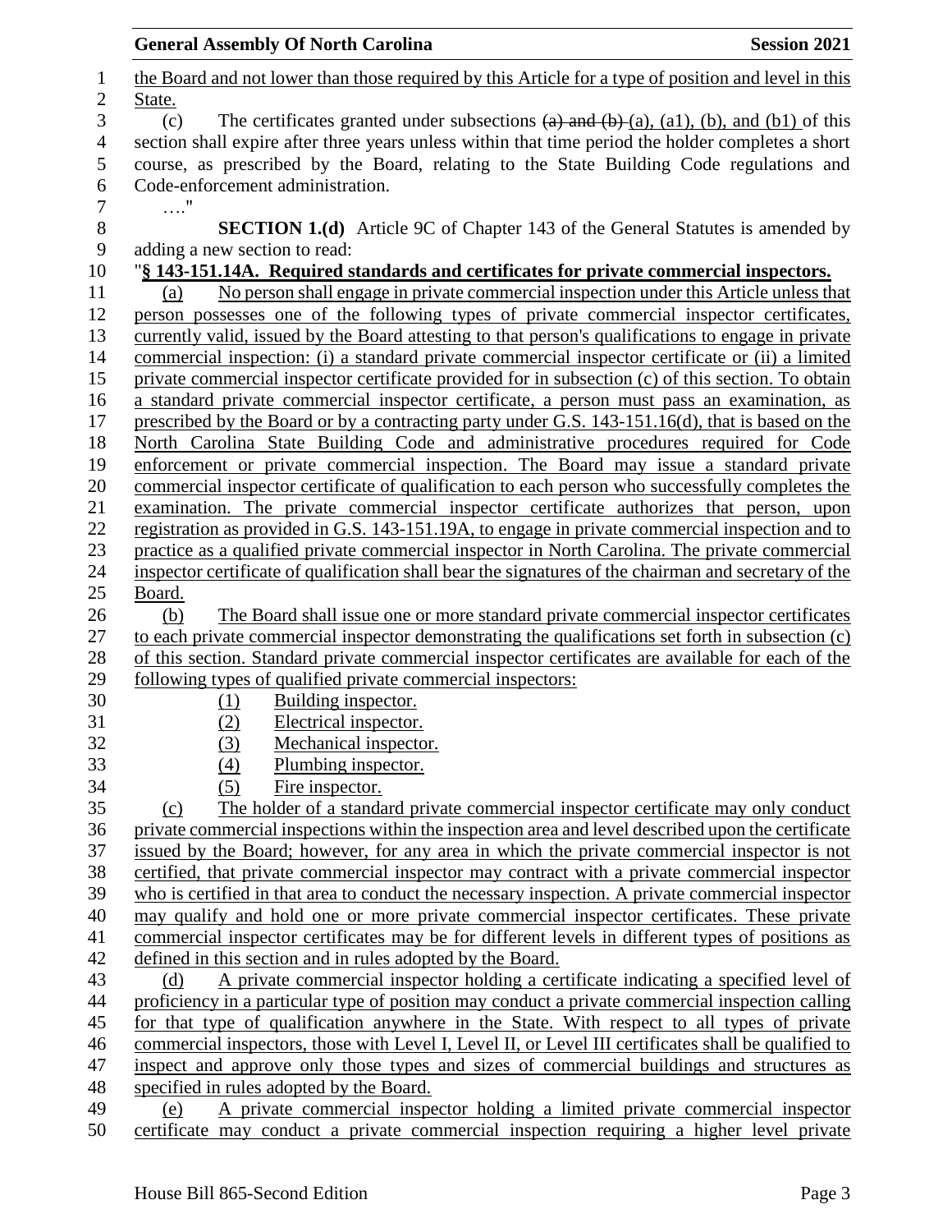the Board and not lower than those required by this Article for a type of position and level in this State.

(c) The certificates granted under subsections ~~(a) and (b)~~ (a), (a1), (b), and (b1) of this section shall expire after three years unless within that time period the holder completes a short course, as prescribed by the Board, relating to the State Building Code regulations and Code-enforcement administration.

…."

**SECTION 1.(d)** Article 9C of Chapter 143 of the General Statutes is amended by adding a new section to read:

"**§ 143-151.14A. Required standards and certificates for private commercial inspectors.**

(a) No person shall engage in private commercial inspection under this Article unless that person possesses one of the following types of private commercial inspector certificates, currently valid, issued by the Board attesting to that person's qualifications to engage in private commercial inspection: (i) a standard private commercial inspector certificate or (ii) a limited private commercial inspector certificate provided for in subsection (c) of this section. To obtain a standard private commercial inspector certificate, a person must pass an examination, as prescribed by the Board or by a contracting party under G.S. 143-151.16(d), that is based on the North Carolina State Building Code and administrative procedures required for Code enforcement or private commercial inspection. The Board may issue a standard private commercial inspector certificate of qualification to each person who successfully completes the examination. The private commercial inspector certificate authorizes that person, upon registration as provided in G.S. 143-151.19A, to engage in private commercial inspection and to practice as a qualified private commercial inspector in North Carolina. The private commercial inspector certificate of qualification shall bear the signatures of the chairman and secretary of the Board.

(b) The Board shall issue one or more standard private commercial inspector certificates to each private commercial inspector demonstrating the qualifications set forth in subsection (c) of this section. Standard private commercial inspector certificates are available for each of the following types of qualified private commercial inspectors:

(1) Building inspector.
(2) Electrical inspector.
(3) Mechanical inspector.
(4) Plumbing inspector.
(5) Fire inspector.

(c) The holder of a standard private commercial inspector certificate may only conduct private commercial inspections within the inspection area and level described upon the certificate issued by the Board; however, for any area in which the private commercial inspector is not certified, that private commercial inspector may contract with a private commercial inspector who is certified in that area to conduct the necessary inspection. A private commercial inspector may qualify and hold one or more private commercial inspector certificates. These private commercial inspector certificates may be for different levels in different types of positions as defined in this section and in rules adopted by the Board.

(d) A private commercial inspector holding a certificate indicating a specified level of proficiency in a particular type of position may conduct a private commercial inspection calling for that type of qualification anywhere in the State. With respect to all types of private commercial inspectors, those with Level I, Level II, or Level III certificates shall be qualified to inspect and approve only those types and sizes of commercial buildings and structures as specified in rules adopted by the Board.

(e) A private commercial inspector holding a limited private commercial inspector certificate may conduct a private commercial inspection requiring a higher level private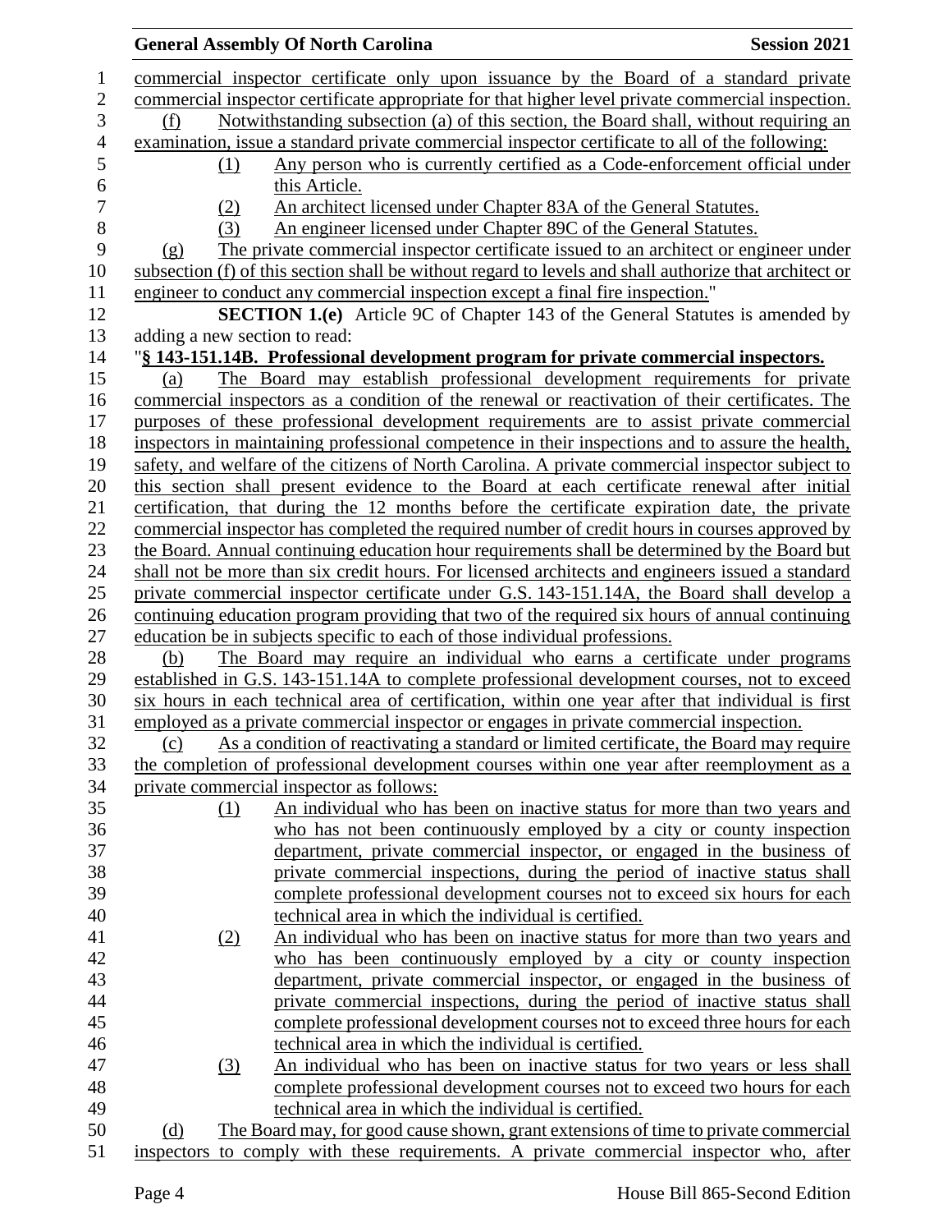commercial inspector certificate only upon issuance by the Board of a standard private commercial inspector certificate appropriate for that higher level private commercial inspection.

(f) Notwithstanding subsection (a) of this section, the Board shall, without requiring an examination, issue a standard private commercial inspector certificate to all of the following:

(1) Any person who is currently certified as a Code-enforcement official under this Article.

(2) An architect licensed under Chapter 83A of the General Statutes.

(3) An engineer licensed under Chapter 89C of the General Statutes.

(g) The private commercial inspector certificate issued to an architect or engineer under subsection (f) of this section shall be without regard to levels and shall authorize that architect or engineer to conduct any commercial inspection except a final fire inspection."

**SECTION 1.(e)** Article 9C of Chapter 143 of the General Statutes is amended by adding a new section to read:

"**§ 143-151.14B. Professional development program for private commercial inspectors.**

(a) The Board may establish professional development requirements for private commercial inspectors as a condition of the renewal or reactivation of their certificates. The purposes of these professional development requirements are to assist private commercial inspectors in maintaining professional competence in their inspections and to assure the health, safety, and welfare of the citizens of North Carolina. A private commercial inspector subject to this section shall present evidence to the Board at each certificate renewal after initial certification, that during the 12 months before the certificate expiration date, the private commercial inspector has completed the required number of credit hours in courses approved by the Board. Annual continuing education hour requirements shall be determined by the Board but shall not be more than six credit hours. For licensed architects and engineers issued a standard private commercial inspector certificate under G.S. 143-151.14A, the Board shall develop a continuing education program providing that two of the required six hours of annual continuing education be in subjects specific to each of those individual professions.

(b) The Board may require an individual who earns a certificate under programs established in G.S. 143-151.14A to complete professional development courses, not to exceed six hours in each technical area of certification, within one year after that individual is first employed as a private commercial inspector or engages in private commercial inspection.

(c) As a condition of reactivating a standard or limited certificate, the Board may require the completion of professional development courses within one year after reemployment as a private commercial inspector as follows:

(1) An individual who has been on inactive status for more than two years and who has not been continuously employed by a city or county inspection department, private commercial inspector, or engaged in the business of private commercial inspections, during the period of inactive status shall complete professional development courses not to exceed six hours for each technical area in which the individual is certified.

(2) An individual who has been on inactive status for more than two years and who has been continuously employed by a city or county inspection department, private commercial inspector, or engaged in the business of private commercial inspections, during the period of inactive status shall complete professional development courses not to exceed three hours for each technical area in which the individual is certified.

(3) An individual who has been on inactive status for two years or less shall complete professional development courses not to exceed two hours for each technical area in which the individual is certified.

(d) The Board may, for good cause shown, grant extensions of time to private commercial inspectors to comply with these requirements. A private commercial inspector who, after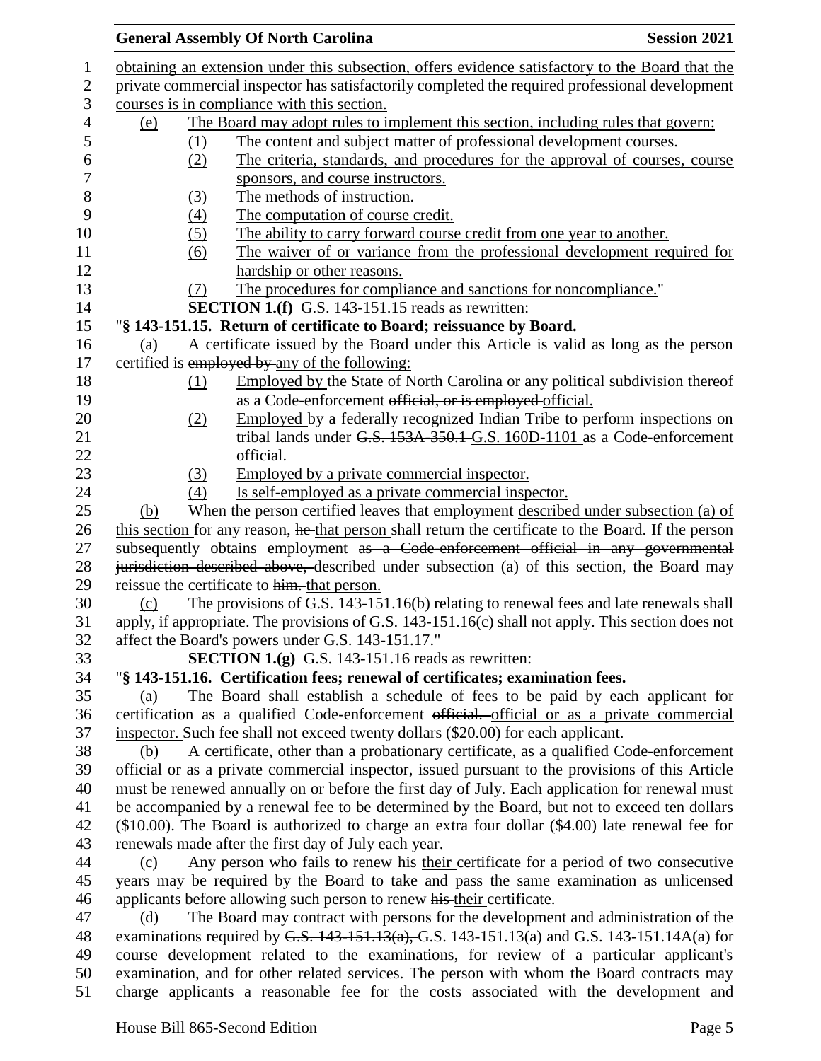obtaining an extension under this subsection, offers evidence satisfactory to the Board that the private commercial inspector has satisfactorily completed the required professional development courses is in compliance with this section.

(e) The Board may adopt rules to implement this section, including rules that govern:

(1) The content and subject matter of professional development courses.

(2) The criteria, standards, and procedures for the approval of courses, course sponsors, and course instructors.

(3) The methods of instruction.

(4) The computation of course credit.

(5) The ability to carry forward course credit from one year to another.

(6) The waiver of or variance from the professional development required for hardship or other reasons.

(7) The procedures for compliance and sanctions for noncompliance."

**SECTION 1.(f)** G.S. 143-151.15 reads as rewritten:

"**§ 143-151.15. Return of certificate to Board; reissuance by Board.**

(a) A certificate issued by the Board under this Article is valid as long as the person certified is ~~employed by~~ any of the following:

(1) Employed by the State of North Carolina or any political subdivision thereof as a Code-enforcement ~~official, or is employed~~ official.

(2) Employed by a federally recognized Indian Tribe to perform inspections on tribal lands under ~~G.S. 153A-350.1~~ G.S. 160D-1101 as a Code-enforcement official.

(3) Employed by a private commercial inspector.

(4) Is self-employed as a private commercial inspector.

(b) When the person certified leaves that employment described under subsection (a) of this section for any reason, ~~he~~ that person shall return the certificate to the Board. If the person subsequently obtains employment ~~as a Code-enforcement official in any governmental jurisdiction described above,~~ described under subsection (a) of this section, the Board may reissue the certificate to ~~him.~~ that person.

(c) The provisions of G.S. 143-151.16(b) relating to renewal fees and late renewals shall apply, if appropriate. The provisions of G.S. 143-151.16(c) shall not apply. This section does not affect the Board's powers under G.S. 143-151.17."

**SECTION 1.(g)** G.S. 143-151.16 reads as rewritten:

"**§ 143-151.16. Certification fees; renewal of certificates; examination fees.**

(a) The Board shall establish a schedule of fees to be paid by each applicant for certification as a qualified Code-enforcement ~~official.~~ official or as a private commercial inspector. Such fee shall not exceed twenty dollars ($20.00) for each applicant.

(b) A certificate, other than a probationary certificate, as a qualified Code-enforcement official or as a private commercial inspector, issued pursuant to the provisions of this Article must be renewed annually on or before the first day of July. Each application for renewal must be accompanied by a renewal fee to be determined by the Board, but not to exceed ten dollars ($10.00). The Board is authorized to charge an extra four dollar ($4.00) late renewal fee for renewals made after the first day of July each year.

(c) Any person who fails to renew ~~his~~ their certificate for a period of two consecutive years may be required by the Board to take and pass the same examination as unlicensed applicants before allowing such person to renew ~~his~~ their certificate.

(d) The Board may contract with persons for the development and administration of the examinations required by ~~G.S. 143-151.13(a),~~ G.S. 143-151.13(a) and G.S. 143-151.14A(a) for course development related to the examinations, for review of a particular applicant's examination, and for other related services. The person with whom the Board contracts may charge applicants a reasonable fee for the costs associated with the development and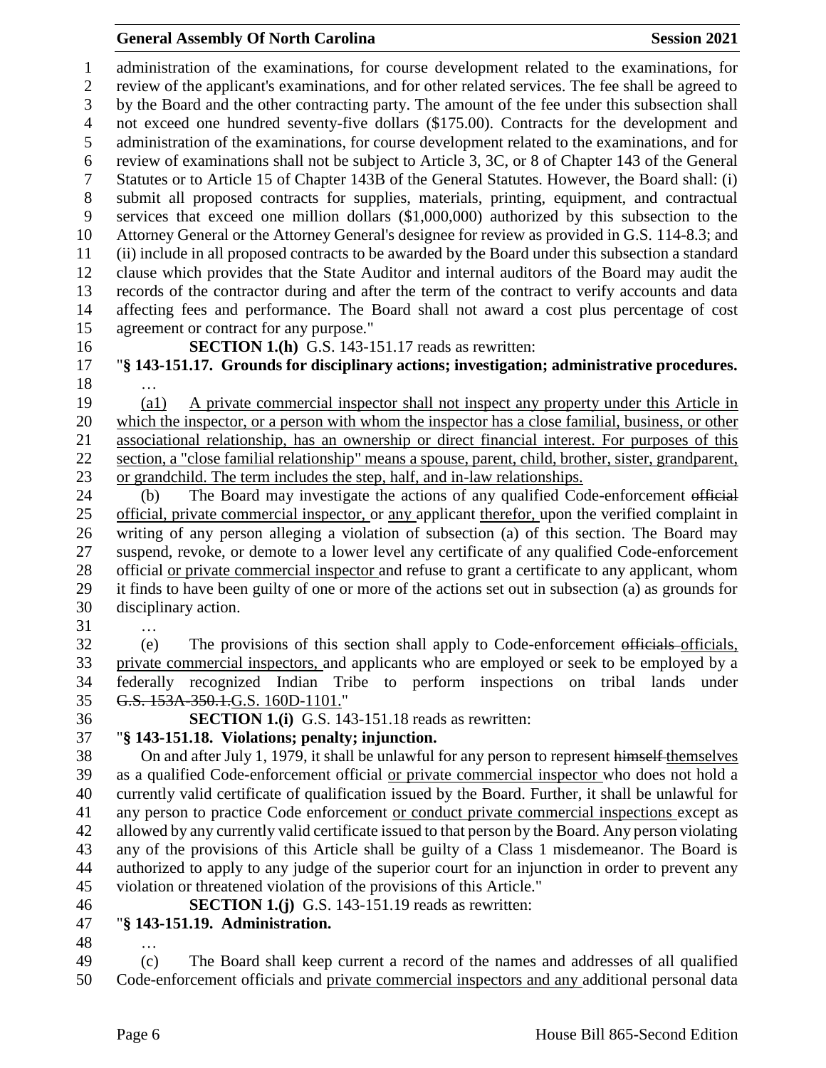administration of the examinations, for course development related to the examinations, for review of the applicant's examinations, and for other related services. The fee shall be agreed to by the Board and the other contracting party. The amount of the fee under this subsection shall not exceed one hundred seventy-five dollars ($175.00). Contracts for the development and administration of the examinations, for course development related to the examinations, and for review of examinations shall not be subject to Article 3, 3C, or 8 of Chapter 143 of the General Statutes or to Article 15 of Chapter 143B of the General Statutes. However, the Board shall: (i) submit all proposed contracts for supplies, materials, printing, equipment, and contractual services that exceed one million dollars ($1,000,000) authorized by this subsection to the Attorney General or the Attorney General's designee for review as provided in G.S. 114-8.3; and (ii) include in all proposed contracts to be awarded by the Board under this subsection a standard clause which provides that the State Auditor and internal auditors of the Board may audit the records of the contractor during and after the term of the contract to verify accounts and data affecting fees and performance. The Board shall not award a cost plus percentage of cost agreement or contract for any purpose."

**SECTION 1.(h)** G.S. 143-151.17 reads as rewritten:

"**§ 143-151.17. Grounds for disciplinary actions; investigation; administrative procedures.**

…

(a1) A private commercial inspector shall not inspect any property under this Article in which the inspector, or a person with whom the inspector has a close familial, business, or other associational relationship, has an ownership or direct financial interest. For purposes of this section, a "close familial relationship" means a spouse, parent, child, brother, sister, grandparent, or grandchild. The term includes the step, half, and in-law relationships.

(b) The Board may investigate the actions of any qualified Code-enforcement ~~official~~ official, private commercial inspector, or any applicant therefor, upon the verified complaint in writing of any person alleging a violation of subsection (a) of this section. The Board may suspend, revoke, or demote to a lower level any certificate of any qualified Code-enforcement official or private commercial inspector and refuse to grant a certificate to any applicant, whom it finds to have been guilty of one or more of the actions set out in subsection (a) as grounds for disciplinary action.

…

(e) The provisions of this section shall apply to Code-enforcement ~~officials~~ officials, private commercial inspectors, and applicants who are employed or seek to be employed by a federally recognized Indian Tribe to perform inspections on tribal lands under ~~G.S. 153A-350.1.~~G.S. 160D-1101."

**SECTION 1.(i)** G.S. 143-151.18 reads as rewritten:

"**§ 143-151.18. Violations; penalty; injunction.**

On and after July 1, 1979, it shall be unlawful for any person to represent ~~himself~~ themselves as a qualified Code-enforcement official or private commercial inspector who does not hold a currently valid certificate of qualification issued by the Board. Further, it shall be unlawful for any person to practice Code enforcement or conduct private commercial inspections except as allowed by any currently valid certificate issued to that person by the Board. Any person violating any of the provisions of this Article shall be guilty of a Class 1 misdemeanor. The Board is authorized to apply to any judge of the superior court for an injunction in order to prevent any violation or threatened violation of the provisions of this Article."

**SECTION 1.(j)** G.S. 143-151.19 reads as rewritten:

"**§ 143-151.19. Administration.**

…

(c) The Board shall keep current a record of the names and addresses of all qualified Code-enforcement officials and private commercial inspectors and any additional personal data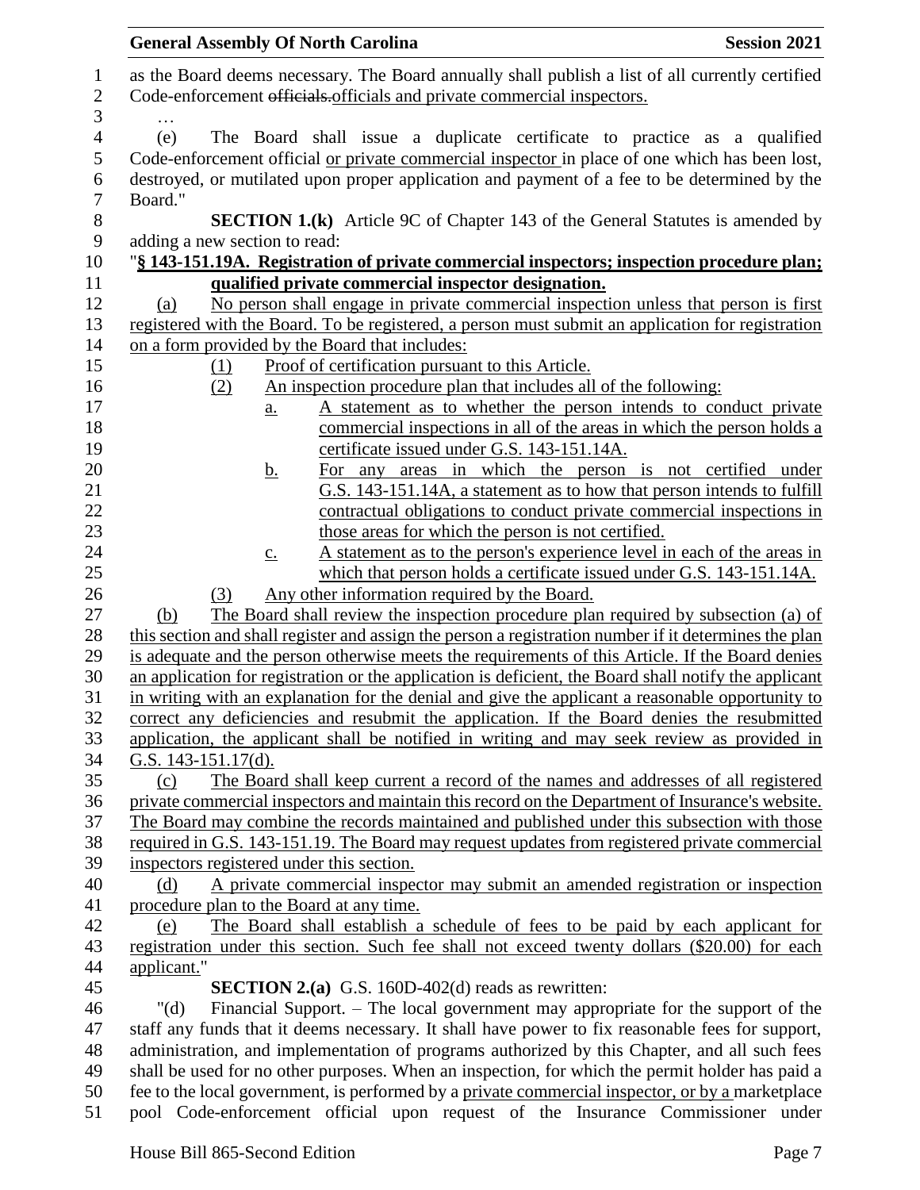as the Board deems necessary. The Board annually shall publish a list of all currently certified Code-enforcement ~~officials.~~officials and private commercial inspectors.

…

(e) The Board shall issue a duplicate certificate to practice as a qualified Code-enforcement official <u>or private commercial inspector</u> in place of one which has been lost, destroyed, or mutilated upon proper application and payment of a fee to be determined by the Board."

**SECTION 1.(k)** Article 9C of Chapter 143 of the General Statutes is amended by adding a new section to read:

"**<u>§ 143-151.19A. Registration of private commercial inspectors; inspection procedure plan; qualified private commercial inspector designation.</u>**

<u>(a) No person shall engage in private commercial inspection unless that person is first registered with the Board. To be registered, a person must submit an application for registration on a form provided by the Board that includes:</u>

<u>(1) Proof of certification pursuant to this Article.</u>

<u>(2) An inspection procedure plan that includes all of the following:</u>

<u>a. A statement as to whether the person intends to conduct private commercial inspections in all of the areas in which the person holds a certificate issued under G.S. 143-151.14A.</u>

<u>b. For any areas in which the person is not certified under G.S. 143-151.14A, a statement as to how that person intends to fulfill contractual obligations to conduct private commercial inspections in those areas for which the person is not certified.</u>

<u>c. A statement as to the person's experience level in each of the areas in which that person holds a certificate issued under G.S. 143-151.14A.</u>

<u>(3) Any other information required by the Board.</u>

<u>(b) The Board shall review the inspection procedure plan required by subsection (a) of this section and shall register and assign the person a registration number if it determines the plan is adequate and the person otherwise meets the requirements of this Article. If the Board denies an application for registration or the application is deficient, the Board shall notify the applicant in writing with an explanation for the denial and give the applicant a reasonable opportunity to correct any deficiencies and resubmit the application. If the Board denies the resubmitted application, the applicant shall be notified in writing and may seek review as provided in G.S. 143-151.17(d).</u>

<u>(c) The Board shall keep current a record of the names and addresses of all registered private commercial inspectors and maintain this record on the Department of Insurance's website. The Board may combine the records maintained and published under this subsection with those required in G.S. 143-151.19. The Board may request updates from registered private commercial inspectors registered under this section.</u>

<u>(d) A private commercial inspector may submit an amended registration or inspection procedure plan to the Board at any time.</u>

<u>(e) The Board shall establish a schedule of fees to be paid by each applicant for registration under this section. Such fee shall not exceed twenty dollars ($20.00) for each applicant.</u>"

**SECTION 2.(a)** G.S. 160D-402(d) reads as rewritten:

"(d) Financial Support. – The local government may appropriate for the support of the staff any funds that it deems necessary. It shall have power to fix reasonable fees for support, administration, and implementation of programs authorized by this Chapter, and all such fees shall be used for no other purposes. When an inspection, for which the permit holder has paid a fee to the local government, is performed by a <u>private commercial inspector, or by a</u> marketplace pool Code-enforcement official upon request of the Insurance Commissioner under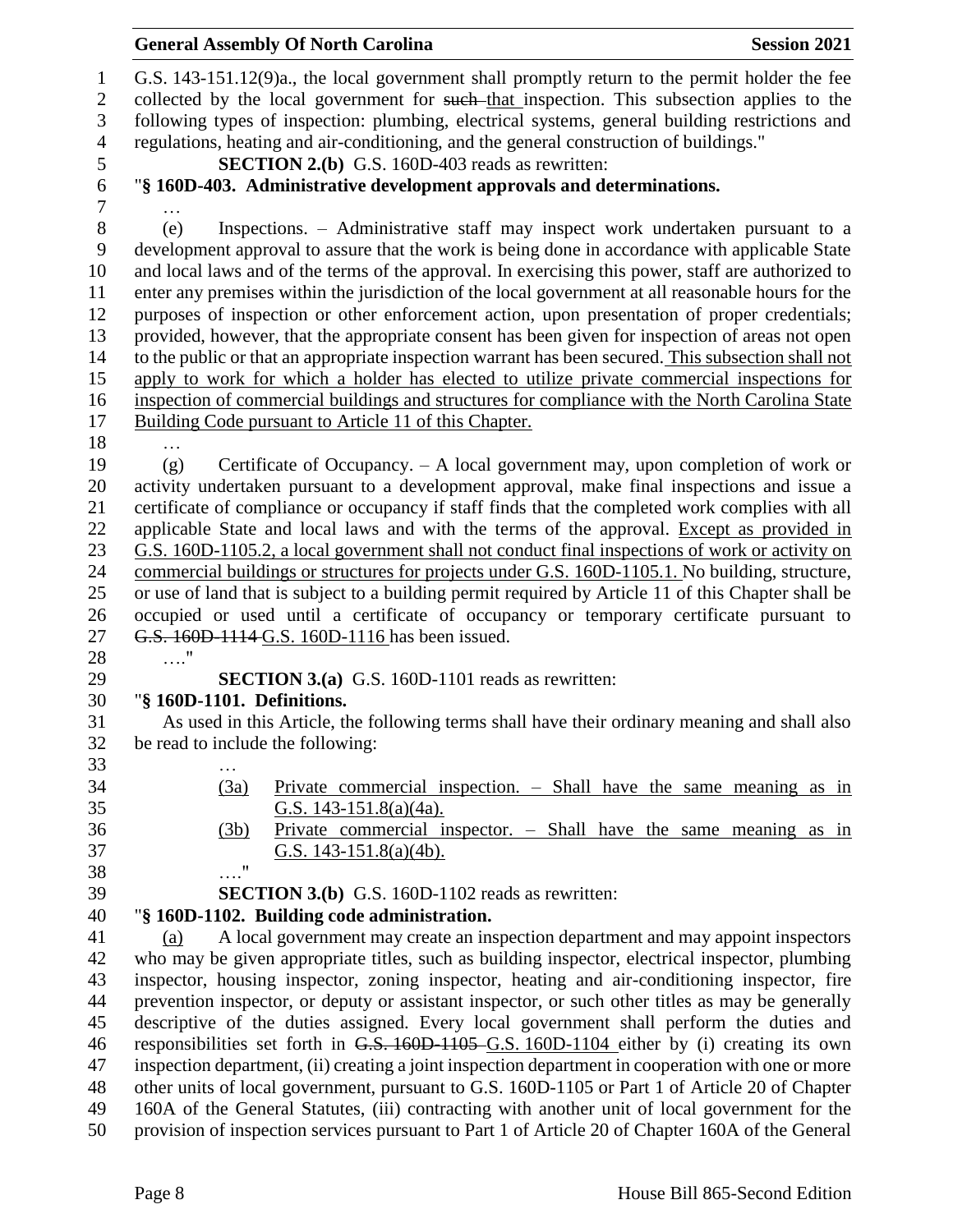G.S. 143-151.12(9)a., the local government shall promptly return to the permit holder the fee collected by the local government for ~~such~~ that inspection. This subsection applies to the following types of inspection: plumbing, electrical systems, general building restrictions and regulations, heating and air-conditioning, and the general construction of buildings."

**SECTION 2.(b)** G.S. 160D-403 reads as rewritten:

"**§ 160D-403. Administrative development approvals and determinations.**

…

(e) Inspections. – Administrative staff may inspect work undertaken pursuant to a development approval to assure that the work is being done in accordance with applicable State and local laws and of the terms of the approval. In exercising this power, staff are authorized to enter any premises within the jurisdiction of the local government at all reasonable hours for the purposes of inspection or other enforcement action, upon presentation of proper credentials; provided, however, that the appropriate consent has been given for inspection of areas not open to the public or that an appropriate inspection warrant has been secured. <u>This subsection shall not apply to work for which a holder has elected to utilize private commercial inspections for inspection of commercial buildings and structures for compliance with the North Carolina State Building Code pursuant to Article 11 of this Chapter.</u>

…

(g) Certificate of Occupancy. – A local government may, upon completion of work or activity undertaken pursuant to a development approval, make final inspections and issue a certificate of compliance or occupancy if staff finds that the completed work complies with all applicable State and local laws and with the terms of the approval. <u>Except as provided in G.S. 160D-1105.2, a local government shall not conduct final inspections of work or activity on commercial buildings or structures for projects under G.S. 160D-1105.1.</u> No building, structure, or use of land that is subject to a building permit required by Article 11 of this Chapter shall be occupied or used until a certificate of occupancy or temporary certificate pursuant to ~~G.S. 160D-1114~~ <u>G.S. 160D-1116</u> has been issued.

…."

**SECTION 3.(a)** G.S. 160D-1101 reads as rewritten:

"**§ 160D-1101. Definitions.**

As used in this Article, the following terms shall have their ordinary meaning and shall also be read to include the following:

…

<u>(3a) Private commercial inspection. – Shall have the same meaning as in G.S. 143-151.8(a)(4a).</u>

<u>(3b) Private commercial inspector. – Shall have the same meaning as in G.S. 143-151.8(a)(4b).</u>

…."

**SECTION 3.(b)** G.S. 160D-1102 reads as rewritten:

"**§ 160D-1102. Building code administration.**

<u>(a)</u> A local government may create an inspection department and may appoint inspectors who may be given appropriate titles, such as building inspector, electrical inspector, plumbing inspector, housing inspector, zoning inspector, heating and air-conditioning inspector, fire prevention inspector, or deputy or assistant inspector, or such other titles as may be generally descriptive of the duties assigned. Every local government shall perform the duties and responsibilities set forth in ~~G.S. 160D-1105~~ <u>G.S. 160D-1104</u> either by (i) creating its own inspection department, (ii) creating a joint inspection department in cooperation with one or more other units of local government, pursuant to G.S. 160D-1105 or Part 1 of Article 20 of Chapter 160A of the General Statutes, (iii) contracting with another unit of local government for the provision of inspection services pursuant to Part 1 of Article 20 of Chapter 160A of the General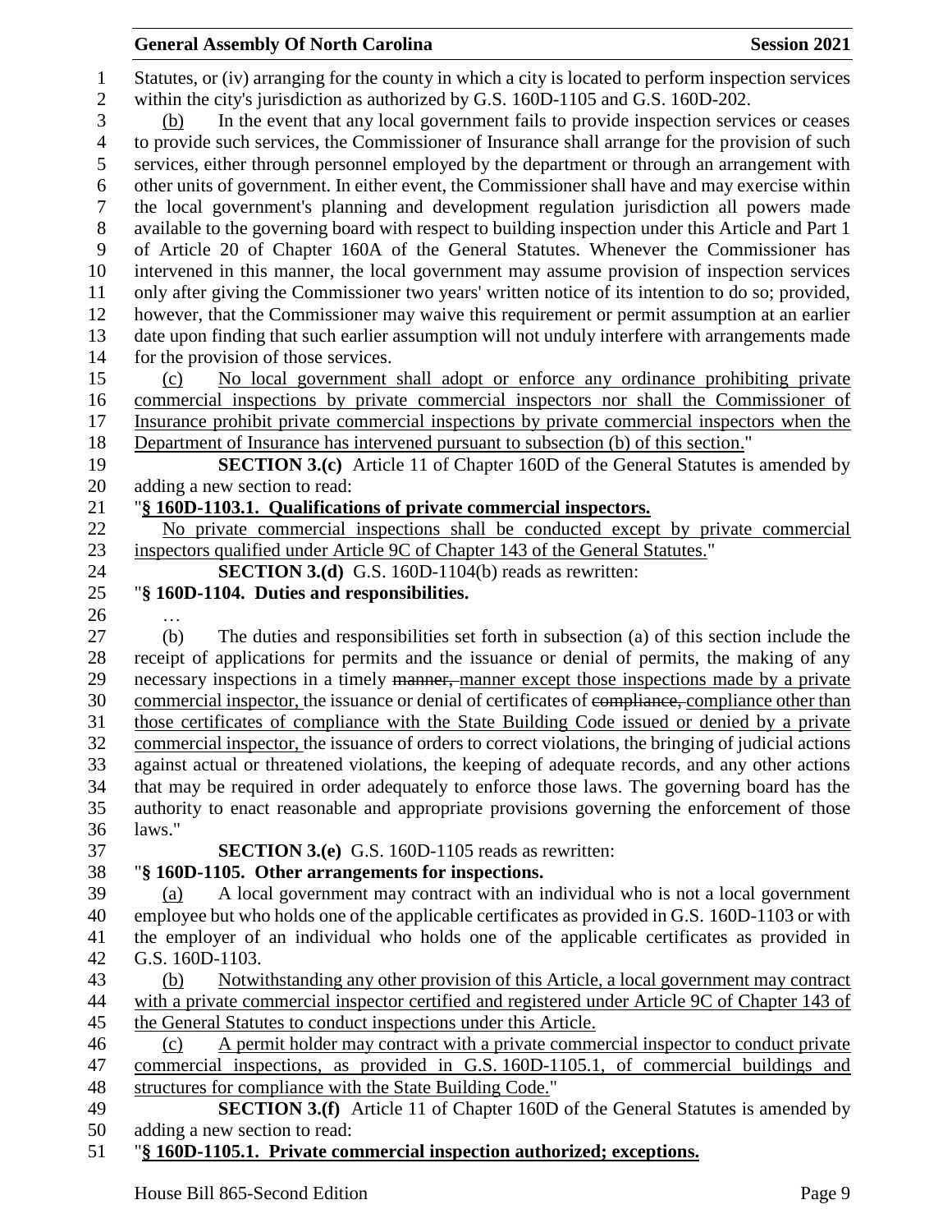Statutes, or (iv) arranging for the county in which a city is located to perform inspection services within the city's jurisdiction as authorized by G.S. 160D-1105 and G.S. 160D-202.

<u>(b)</u> In the event that any local government fails to provide inspection services or ceases to provide such services, the Commissioner of Insurance shall arrange for the provision of such services, either through personnel employed by the department or through an arrangement with other units of government. In either event, the Commissioner shall have and may exercise within the local government's planning and development regulation jurisdiction all powers made available to the governing board with respect to building inspection under this Article and Part 1 of Article 20 of Chapter 160A of the General Statutes. Whenever the Commissioner has intervened in this manner, the local government may assume provision of inspection services only after giving the Commissioner two years' written notice of its intention to do so; provided, however, that the Commissioner may waive this requirement or permit assumption at an earlier date upon finding that such earlier assumption will not unduly interfere with arrangements made for the provision of those services.

<u>(c) No local government shall adopt or enforce any ordinance prohibiting private commercial inspections by private commercial inspectors nor shall the Commissioner of Insurance prohibit private commercial inspections by private commercial inspectors when the Department of Insurance has intervened pursuant to subsection (b) of this section.</u>"

**SECTION 3.(c)** Article 11 of Chapter 160D of the General Statutes is amended by adding a new section to read:

"<u>**§ 160D-1103.1. Qualifications of private commercial inspectors.**</u>

<u>No private commercial inspections shall be conducted except by private commercial inspectors qualified under Article 9C of Chapter 143 of the General Statutes.</u>"

**SECTION 3.(d)** G.S. 160D-1104(b) reads as rewritten:

"**§ 160D-1104. Duties and responsibilities.**

…

(b) The duties and responsibilities set forth in subsection (a) of this section include the receipt of applications for permits and the issuance or denial of permits, the making of any necessary inspections in a timely ~~manner,~~ <u>manner except those inspections made by a private commercial inspector,</u> the issuance or denial of certificates of ~~compliance,~~ <u>compliance other than those certificates of compliance with the State Building Code issued or denied by a private commercial inspector,</u> the issuance of orders to correct violations, the bringing of judicial actions against actual or threatened violations, the keeping of adequate records, and any other actions that may be required in order adequately to enforce those laws. The governing board has the authority to enact reasonable and appropriate provisions governing the enforcement of those laws."

**SECTION 3.(e)** G.S. 160D-1105 reads as rewritten:

"**§ 160D-1105. Other arrangements for inspections.**

<u>(a)</u> A local government may contract with an individual who is not a local government employee but who holds one of the applicable certificates as provided in G.S. 160D-1103 or with the employer of an individual who holds one of the applicable certificates as provided in G.S. 160D-1103.

<u>(b) Notwithstanding any other provision of this Article, a local government may contract with a private commercial inspector certified and registered under Article 9C of Chapter 143 of the General Statutes to conduct inspections under this Article.</u>

<u>(c) A permit holder may contract with a private commercial inspector to conduct private commercial inspections, as provided in G.S. 160D-1105.1, of commercial buildings and structures for compliance with the State Building Code.</u>"

**SECTION 3.(f)** Article 11 of Chapter 160D of the General Statutes is amended by adding a new section to read:

"<u>**§ 160D-1105.1. Private commercial inspection authorized; exceptions.**</u>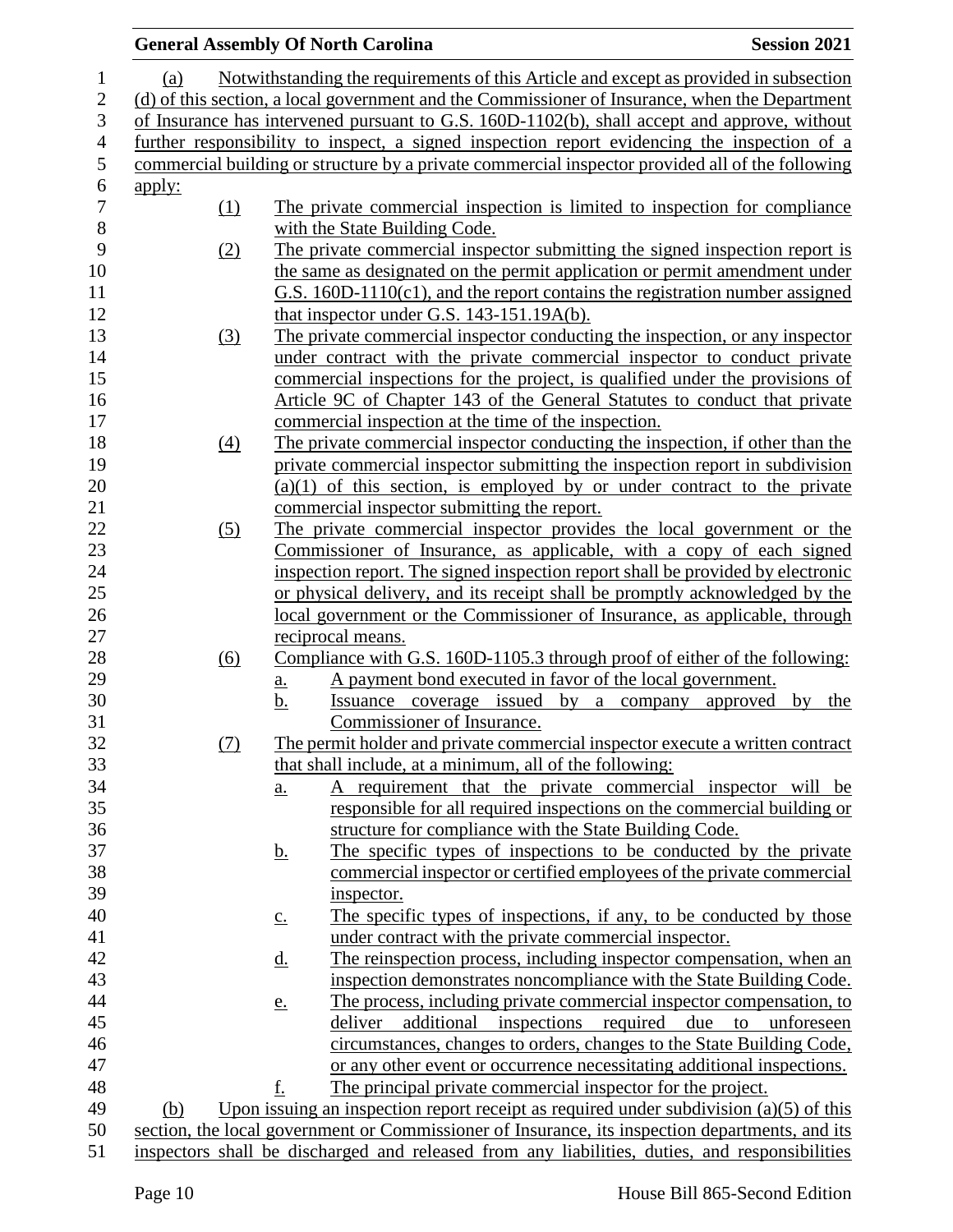(a) Notwithstanding the requirements of this Article and except as provided in subsection (d) of this section, a local government and the Commissioner of Insurance, when the Department of Insurance has intervened pursuant to G.S. 160D-1102(b), shall accept and approve, without further responsibility to inspect, a signed inspection report evidencing the inspection of a commercial building or structure by a private commercial inspector provided all of the following apply:

(1) The private commercial inspection is limited to inspection for compliance with the State Building Code.

(2) The private commercial inspector submitting the signed inspection report is the same as designated on the permit application or permit amendment under G.S. 160D-1110(c1), and the report contains the registration number assigned that inspector under G.S. 143-151.19A(b).

(3) The private commercial inspector conducting the inspection, or any inspector under contract with the private commercial inspector to conduct private commercial inspections for the project, is qualified under the provisions of Article 9C of Chapter 143 of the General Statutes to conduct that private commercial inspection at the time of the inspection.

(4) The private commercial inspector conducting the inspection, if other than the private commercial inspector submitting the inspection report in subdivision (a)(1) of this section, is employed by or under contract to the private commercial inspector submitting the report.

(5) The private commercial inspector provides the local government or the Commissioner of Insurance, as applicable, with a copy of each signed inspection report. The signed inspection report shall be provided by electronic or physical delivery, and its receipt shall be promptly acknowledged by the local government or the Commissioner of Insurance, as applicable, through reciprocal means.

(6) Compliance with G.S. 160D-1105.3 through proof of either of the following:

a. A payment bond executed in favor of the local government.

b. Issuance coverage issued by a company approved by the Commissioner of Insurance.

(7) The permit holder and private commercial inspector execute a written contract that shall include, at a minimum, all of the following:

a. A requirement that the private commercial inspector will be responsible for all required inspections on the commercial building or structure for compliance with the State Building Code.

b. The specific types of inspections to be conducted by the private commercial inspector or certified employees of the private commercial inspector.

c. The specific types of inspections, if any, to be conducted by those under contract with the private commercial inspector.

d. The reinspection process, including inspector compensation, when an inspection demonstrates noncompliance with the State Building Code.

e. The process, including private commercial inspector compensation, to deliver additional inspections required due to unforeseen circumstances, changes to orders, changes to the State Building Code, or any other event or occurrence necessitating additional inspections.

f. The principal private commercial inspector for the project.

(b) Upon issuing an inspection report receipt as required under subdivision (a)(5) of this section, the local government or Commissioner of Insurance, its inspection departments, and its inspectors shall be discharged and released from any liabilities, duties, and responsibilities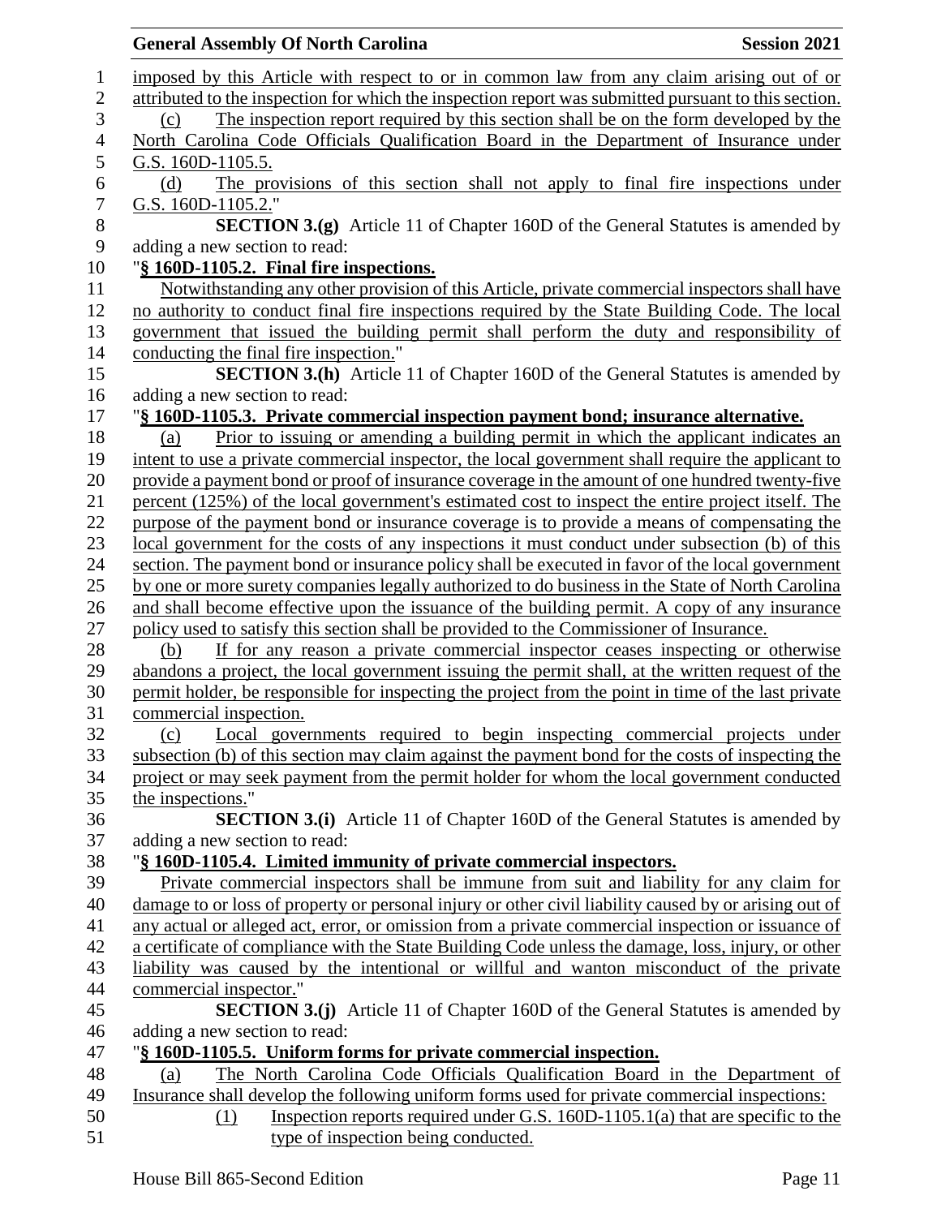imposed by this Article with respect to or in common law from any claim arising out of or attributed to the inspection for which the inspection report was submitted pursuant to this section.

(c) The inspection report required by this section shall be on the form developed by the North Carolina Code Officials Qualification Board in the Department of Insurance under G.S. 160D-1105.5.

(d) The provisions of this section shall not apply to final fire inspections under G.S. 160D-1105.2."

**SECTION 3.(g)** Article 11 of Chapter 160D of the General Statutes is amended by adding a new section to read:

"**§ 160D-1105.2. Final fire inspections.**

Notwithstanding any other provision of this Article, private commercial inspectors shall have no authority to conduct final fire inspections required by the State Building Code. The local government that issued the building permit shall perform the duty and responsibility of conducting the final fire inspection."

**SECTION 3.(h)** Article 11 of Chapter 160D of the General Statutes is amended by adding a new section to read:

"**§ 160D-1105.3. Private commercial inspection payment bond; insurance alternative.**

(a) Prior to issuing or amending a building permit in which the applicant indicates an intent to use a private commercial inspector, the local government shall require the applicant to provide a payment bond or proof of insurance coverage in the amount of one hundred twenty-five percent (125%) of the local government's estimated cost to inspect the entire project itself. The purpose of the payment bond or insurance coverage is to provide a means of compensating the local government for the costs of any inspections it must conduct under subsection (b) of this section. The payment bond or insurance policy shall be executed in favor of the local government by one or more surety companies legally authorized to do business in the State of North Carolina and shall become effective upon the issuance of the building permit. A copy of any insurance policy used to satisfy this section shall be provided to the Commissioner of Insurance.

(b) If for any reason a private commercial inspector ceases inspecting or otherwise abandons a project, the local government issuing the permit shall, at the written request of the permit holder, be responsible for inspecting the project from the point in time of the last private commercial inspection.

(c) Local governments required to begin inspecting commercial projects under subsection (b) of this section may claim against the payment bond for the costs of inspecting the project or may seek payment from the permit holder for whom the local government conducted the inspections."

**SECTION 3.(i)** Article 11 of Chapter 160D of the General Statutes is amended by adding a new section to read:

"**§ 160D-1105.4. Limited immunity of private commercial inspectors.**

Private commercial inspectors shall be immune from suit and liability for any claim for damage to or loss of property or personal injury or other civil liability caused by or arising out of any actual or alleged act, error, or omission from a private commercial inspection or issuance of a certificate of compliance with the State Building Code unless the damage, loss, injury, or other liability was caused by the intentional or willful and wanton misconduct of the private commercial inspector."

**SECTION 3.(j)** Article 11 of Chapter 160D of the General Statutes is amended by adding a new section to read:

"**§ 160D-1105.5. Uniform forms for private commercial inspection.**

(a) The North Carolina Code Officials Qualification Board in the Department of Insurance shall develop the following uniform forms used for private commercial inspections:

(1) Inspection reports required under G.S. 160D-1105.1(a) that are specific to the type of inspection being conducted.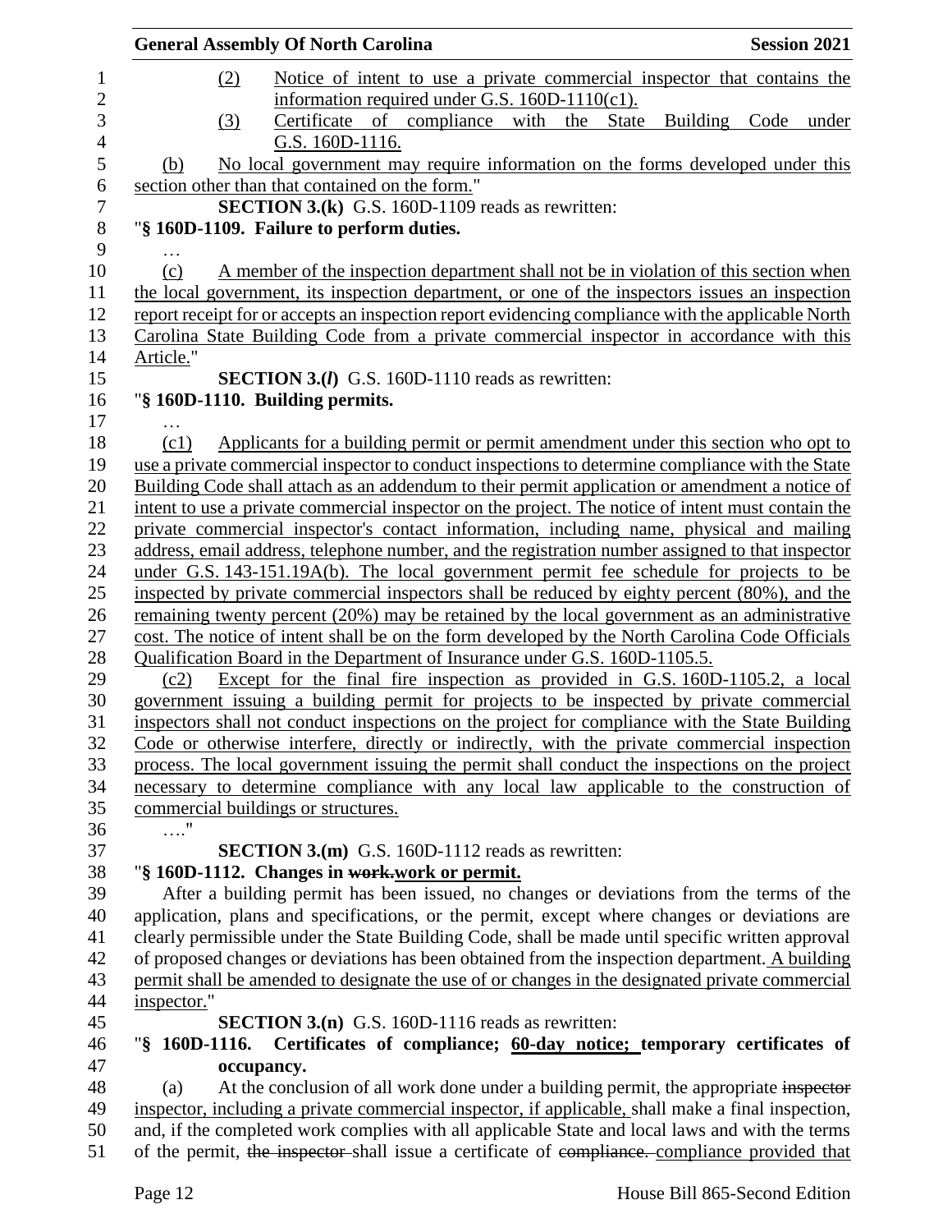(2) Notice of intent to use a private commercial inspector that contains the information required under G.S. 160D-1110(c1).

(3) Certificate of compliance with the State Building Code under G.S. 160D-1116.

(b) No local government may require information on the forms developed under this section other than that contained on the form."

**SECTION 3.(k)** G.S. 160D-1109 reads as rewritten:

"**§ 160D-1109. Failure to perform duties.**

…

(c) A member of the inspection department shall not be in violation of this section when the local government, its inspection department, or one of the inspectors issues an inspection report receipt for or accepts an inspection report evidencing compliance with the applicable North Carolina State Building Code from a private commercial inspector in accordance with this Article."

**SECTION 3.(*l*)** G.S. 160D-1110 reads as rewritten:

"**§ 160D-1110. Building permits.**

…

(c1) Applicants for a building permit or permit amendment under this section who opt to use a private commercial inspector to conduct inspections to determine compliance with the State Building Code shall attach as an addendum to their permit application or amendment a notice of intent to use a private commercial inspector on the project. The notice of intent must contain the private commercial inspector's contact information, including name, physical and mailing address, email address, telephone number, and the registration number assigned to that inspector under G.S. 143-151.19A(b). The local government permit fee schedule for projects to be inspected by private commercial inspectors shall be reduced by eighty percent (80%), and the remaining twenty percent (20%) may be retained by the local government as an administrative cost. The notice of intent shall be on the form developed by the North Carolina Code Officials Qualification Board in the Department of Insurance under G.S. 160D-1105.5.

(c2) Except for the final fire inspection as provided in G.S. 160D-1105.2, a local government issuing a building permit for projects to be inspected by private commercial inspectors shall not conduct inspections on the project for compliance with the State Building Code or otherwise interfere, directly or indirectly, with the private commercial inspection process. The local government issuing the permit shall conduct the inspections on the project necessary to determine compliance with any local law applicable to the construction of commercial buildings or structures.

…."

**SECTION 3.(m)** G.S. 160D-1112 reads as rewritten:

"**§ 160D-1112. Changes in ~~work.~~work or permit.**

After a building permit has been issued, no changes or deviations from the terms of the application, plans and specifications, or the permit, except where changes or deviations are clearly permissible under the State Building Code, shall be made until specific written approval of proposed changes or deviations has been obtained from the inspection department. A building permit shall be amended to designate the use of or changes in the designated private commercial inspector."

**SECTION 3.(n)** G.S. 160D-1116 reads as rewritten:

"**§ 160D-1116. Certificates of compliance; 60-day notice; temporary certificates of occupancy.**

(a) At the conclusion of all work done under a building permit, the appropriate ~~inspector~~ inspector, including a private commercial inspector, if applicable, shall make a final inspection, and, if the completed work complies with all applicable State and local laws and with the terms of the permit, ~~the inspector~~ shall issue a certificate of ~~compliance.~~ compliance provided that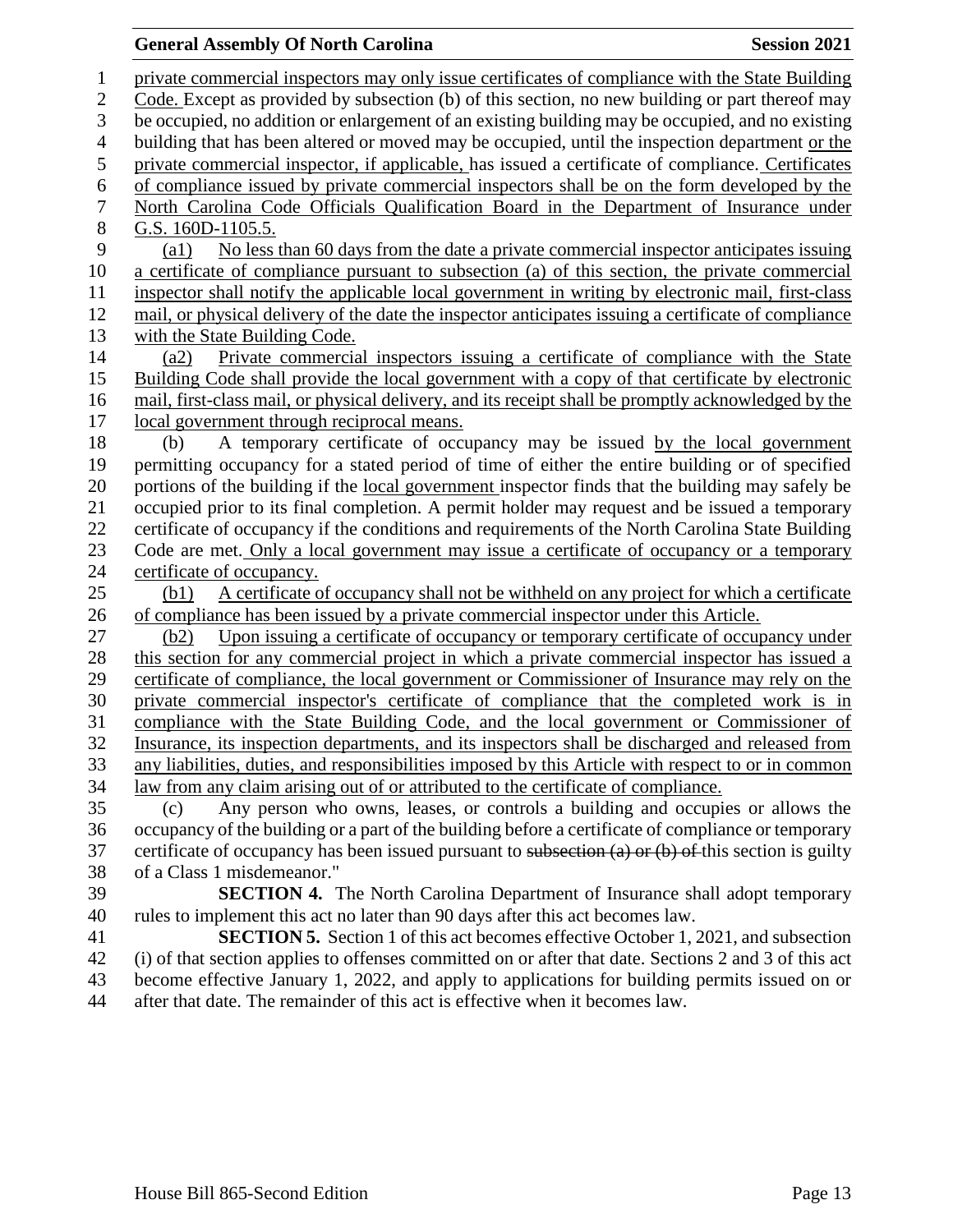private commercial inspectors may only issue certificates of compliance with the State Building Code. Except as provided by subsection (b) of this section, no new building or part thereof may be occupied, no addition or enlargement of an existing building may be occupied, and no existing building that has been altered or moved may be occupied, until the inspection department or the private commercial inspector, if applicable, has issued a certificate of compliance. Certificates of compliance issued by private commercial inspectors shall be on the form developed by the North Carolina Code Officials Qualification Board in the Department of Insurance under G.S. 160D-1105.5.

(a1) No less than 60 days from the date a private commercial inspector anticipates issuing a certificate of compliance pursuant to subsection (a) of this section, the private commercial inspector shall notify the applicable local government in writing by electronic mail, first-class mail, or physical delivery of the date the inspector anticipates issuing a certificate of compliance with the State Building Code.

(a2) Private commercial inspectors issuing a certificate of compliance with the State Building Code shall provide the local government with a copy of that certificate by electronic mail, first-class mail, or physical delivery, and its receipt shall be promptly acknowledged by the local government through reciprocal means.

(b) A temporary certificate of occupancy may be issued by the local government permitting occupancy for a stated period of time of either the entire building or of specified portions of the building if the local government inspector finds that the building may safely be occupied prior to its final completion. A permit holder may request and be issued a temporary certificate of occupancy if the conditions and requirements of the North Carolina State Building Code are met. Only a local government may issue a certificate of occupancy or a temporary certificate of occupancy.

(b1) A certificate of occupancy shall not be withheld on any project for which a certificate of compliance has been issued by a private commercial inspector under this Article.

(b2) Upon issuing a certificate of occupancy or temporary certificate of occupancy under this section for any commercial project in which a private commercial inspector has issued a certificate of compliance, the local government or Commissioner of Insurance may rely on the private commercial inspector's certificate of compliance that the completed work is in compliance with the State Building Code, and the local government or Commissioner of Insurance, its inspection departments, and its inspectors shall be discharged and released from any liabilities, duties, and responsibilities imposed by this Article with respect to or in common law from any claim arising out of or attributed to the certificate of compliance.

(c) Any person who owns, leases, or controls a building and occupies or allows the occupancy of the building or a part of the building before a certificate of compliance or temporary certificate of occupancy has been issued pursuant to ~~subsection (a) or (b) of~~ this section is guilty of a Class 1 misdemeanor."

**SECTION 4.** The North Carolina Department of Insurance shall adopt temporary rules to implement this act no later than 90 days after this act becomes law.

**SECTION 5.** Section 1 of this act becomes effective October 1, 2021, and subsection (i) of that section applies to offenses committed on or after that date. Sections 2 and 3 of this act become effective January 1, 2022, and apply to applications for building permits issued on or after that date. The remainder of this act is effective when it becomes law.